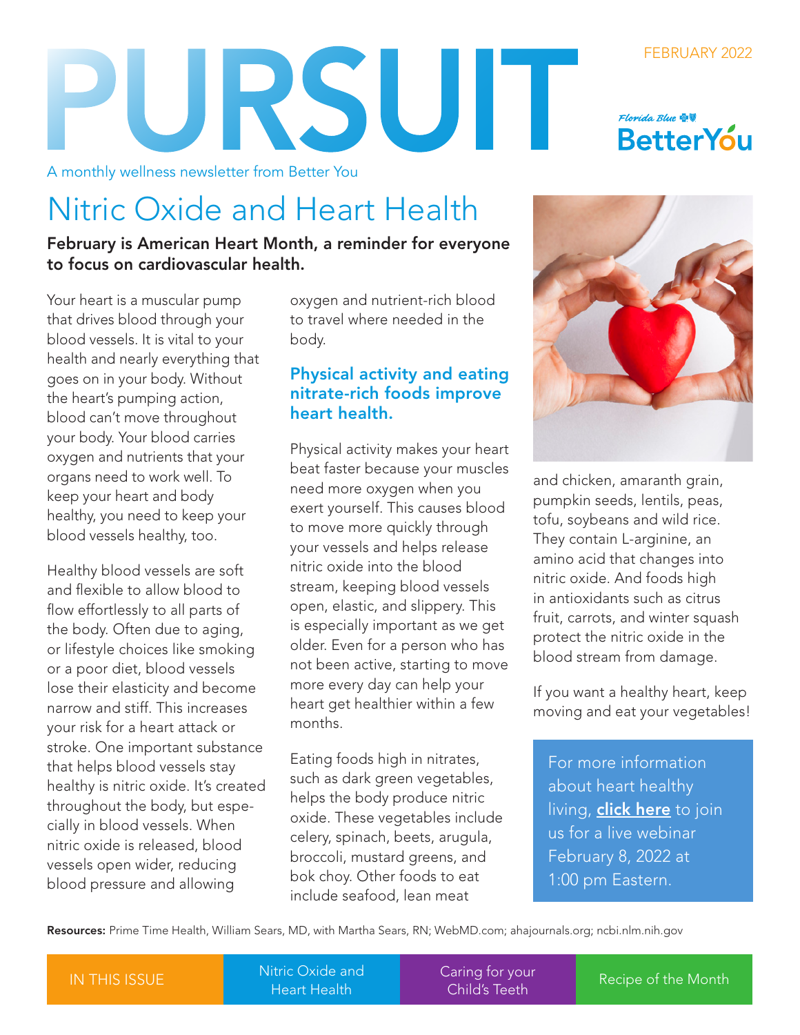# PURSUIT

FEBRUARY 2022

Florida Blue BetterYou

A monthly wellness newsletter from Better You

## Nitric Oxide and Heart Health

**February is American Heart Month, a reminder for everyone to focus on cardiovascular health.**

Your heart is a muscular pump that drives blood through your blood vessels. It is vital to your health and nearly everything that goes on in your body. Without the heart's pumping action, blood can't move throughout your body. Your blood carries oxygen and nutrients that your organs need to work well. To keep your heart and body healthy, you need to keep your blood vessels healthy, too.

Healthy blood vessels are soft and flexible to allow blood to flow effortlessly to all parts of the body. Often due to aging, or lifestyle choices like smoking or a poor diet, blood vessels lose their elasticity and become narrow and stiff. This increases your risk for a heart attack or stroke. One important substance that helps blood vessels stay healthy is nitric oxide. It's created throughout the body, but especially in blood vessels. When nitric oxide is released, blood vessels open wider, reducing blood pressure and allowing oxygen and nutrient-rich blood to travel where needed in the body.

### Physical activity and eating nitrate-rich foods improve heart health.

Physical activity makes your heart beat faster because your muscles need more oxygen when you exert yourself. This causes blood to move more quickly through your vessels and helps release nitric oxide into the blood stream, keeping blood vessels open, elastic, and slippery. This is especially important as we get older. Even for a person who has not been active, starting to move more every day can help your heart get healthier within a few months.

Eating foods high in nitrates, such as dark green vegetables, helps the body produce nitric oxide. These vegetables include celery, spinach, beets, arugula, broccoli, mustard greens, and bok choy. Other foods to eat include seafood, lean meat and chicken, amaranth grain, pumpkin seeds, lentils, peas, tofu, soybeans and wild rice. They contain L-arginine, an amino acid that changes into nitric oxide. And foods high in antioxidants such as citrus fruit, carrots, and winter squash protect the nitric oxide in the blood stream from damage.

If you want a healthy heart, keep moving and eat your vegetables!

For more information about heart healthy living, **click here** to join us for a live webinar February 8, 2022 at 1:00 pm Eastern.

**Resources:** Prime Time Health, William Sears, MD, with Martha Sears, RN; WebMD.com; ahajournals.org; ncbi.nlm.nih.gov

| IN THIS ISSUE | Nitric Oxide and Heart Health | Caring for your Child's Teeth | Recipe of the Month |
|---|---|---|---|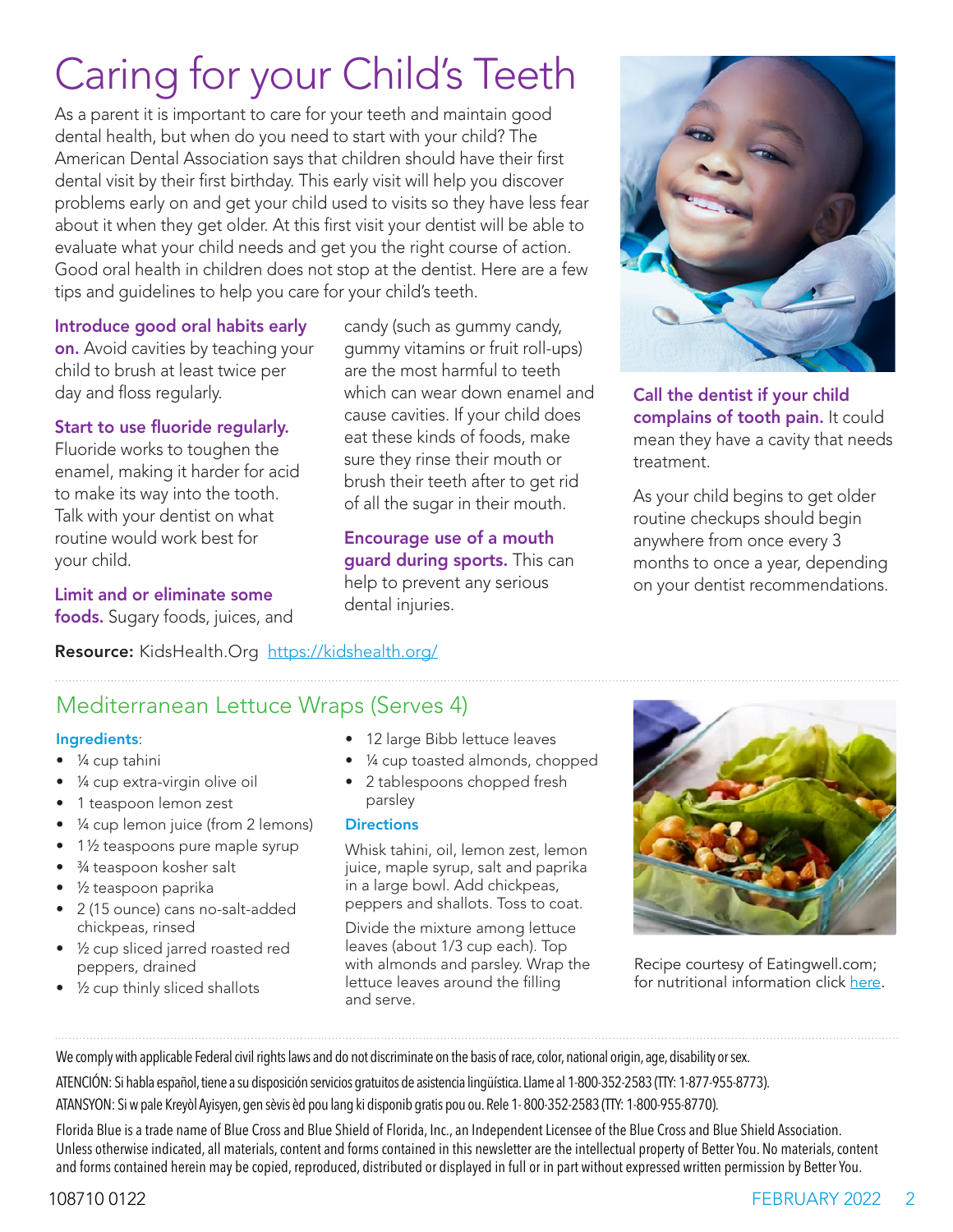# Caring for your Child's Teeth

As a parent it is important to care for your teeth and maintain good dental health, but when do you need to start with your child? The American Dental Association says that children should have their first dental visit by their first birthday. This early visit will help you discover problems early on and get your child used to visits so they have less fear about it when they get older. At this first visit your dentist will be able to evaluate what your child needs and get you the right course of action. Good oral health in children does not stop at the dentist. Here are a few tips and guidelines to help you care for your child's teeth.

**Introduce good oral habits early on.** Avoid cavities by teaching your child to brush at least twice per day and floss regularly.

**Start to use fluoride regularly.** Fluoride works to toughen the enamel, making it harder for acid to make its way into the tooth. Talk with your dentist on what routine would work best for your child.

**Limit and or eliminate some foods.** Sugary foods, juices, and candy (such as gummy candy, gummy vitamins or fruit roll-ups) are the most harmful to teeth which can wear down enamel and cause cavities. If your child does eat these kinds of foods, make sure they rinse their mouth or brush their teeth after to get rid of all the sugar in their mouth.

**Encourage use of a mouth guard during sports.** This can help to prevent any serious dental injuries.

**Call the dentist if your child complains of tooth pain.** It could mean they have a cavity that needs treatment.

As your child begins to get older routine checkups should begin anywhere from once every 3 months to once a year, depending on your dentist recommendations.

**Resource:** KidsHealth.Org https://kidshealth.org/

## Mediterranean Lettuce Wraps (Serves 4)

### Ingredients:

- ¼ cup tahini
- ¼ cup extra-virgin olive oil
- 1 teaspoon lemon zest
- ¼ cup lemon juice (from 2 lemons)
- 1½ teaspoons pure maple syrup
- ¾ teaspoon kosher salt
- ½ teaspoon paprika
- 2 (15 ounce) cans no-salt-added chickpeas, rinsed
- ½ cup sliced jarred roasted red peppers, drained
- ½ cup thinly sliced shallots
- 12 large Bibb lettuce leaves
- ¼ cup toasted almonds, chopped
- 2 tablespoons chopped fresh parsley

### Directions

Whisk tahini, oil, lemon zest, lemon juice, maple syrup, salt and paprika in a large bowl. Add chickpeas, peppers and shallots. Toss to coat.

Divide the mixture among lettuce leaves (about 1/3 cup each). Top with almonds and parsley. Wrap the lettuce leaves around the filling and serve.

Recipe courtesy of Eatingwell.com; for nutritional information click here.

We comply with applicable Federal civil rights laws and do not discriminate on the basis of race, color, national origin, age, disability or sex.

ATENCIÓN: Si habla español, tiene a su disposición servicios gratuitos de asistencia lingüística. Llame al 1-800-352-2583 (TTY: 1-877-955-8773).

ATANSYON: Si w pale Kreyòl Ayisyen, gen sèvis èd pou lang ki disponib gratis pou ou. Rele 1- 800-352-2583 (TTY: 1-800-955-8770).

Florida Blue is a trade name of Blue Cross and Blue Shield of Florida, Inc., an Independent Licensee of the Blue Cross and Blue Shield Association. Unless otherwise indicated, all materials, content and forms contained in this newsletter are the intellectual property of Better You. No materials, content and forms contained herein may be copied, reproduced, distributed or displayed in full or in part without expressed written permission by Better You.

108710 0122